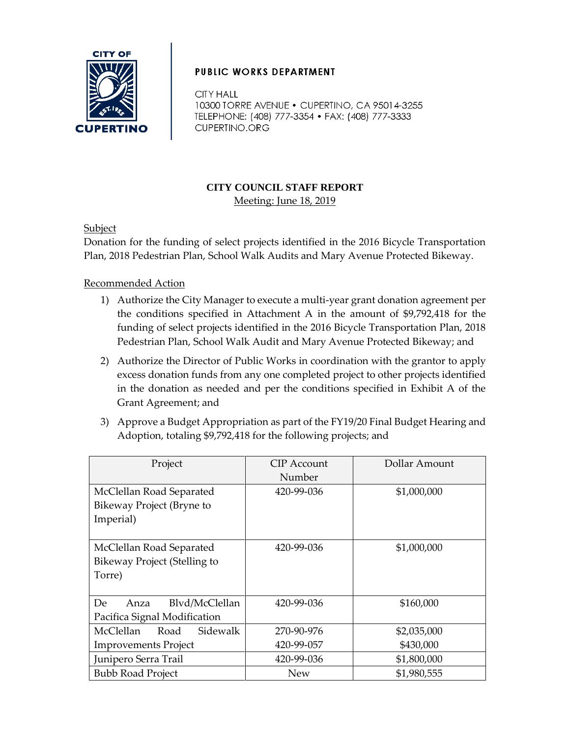**CITY OF CUPERTINO**

**PUBLIC WORKS DEPARTMENT**

CITY HALL
10300 TORRE AVENUE • CUPERTINO, CA 95014-3255
TELEPHONE: (408) 777-3354 • FAX: (408) 777-3333
CUPERTINO.ORG

**CITY COUNCIL STAFF REPORT**

Meeting: June 18, 2019

Subject

Donation for the funding of select projects identified in the 2016 Bicycle Transportation Plan, 2018 Pedestrian Plan, School Walk Audits and Mary Avenue Protected Bikeway.

Recommended Action

1) Authorize the City Manager to execute a multi-year grant donation agreement per the conditions specified in Attachment A in the amount of $9,792,418 for the funding of select projects identified in the 2016 Bicycle Transportation Plan, 2018 Pedestrian Plan, School Walk Audit and Mary Avenue Protected Bikeway; and

2) Authorize the Director of Public Works in coordination with the grantor to apply excess donation funds from any one completed project to other projects identified in the donation as needed and per the conditions specified in Exhibit A of the Grant Agreement; and

3) Approve a Budget Appropriation as part of the FY19/20 Final Budget Hearing and Adoption, totaling $9,792,418 for the following projects; and

| Project | CIP Account Number | Dollar Amount |
|---|---|---|
| McClellan Road Separated Bikeway Project (Bryne to Imperial) | 420-99-036 | $1,000,000 |
| McClellan Road Separated Bikeway Project (Stelling to Torre) | 420-99-036 | $1,000,000 |
| De Anza Blvd/McClellan Pacifica Signal Modification | 420-99-036 | $160,000 |
| McClellan Road Sidewalk Improvements Project | 270-90-976<br>420-99-057 | $2,035,000<br>$430,000 |
| Junipero Serra Trail | 420-99-036 | $1,800,000 |
| Bubb Road Project | New | $1,980,555 |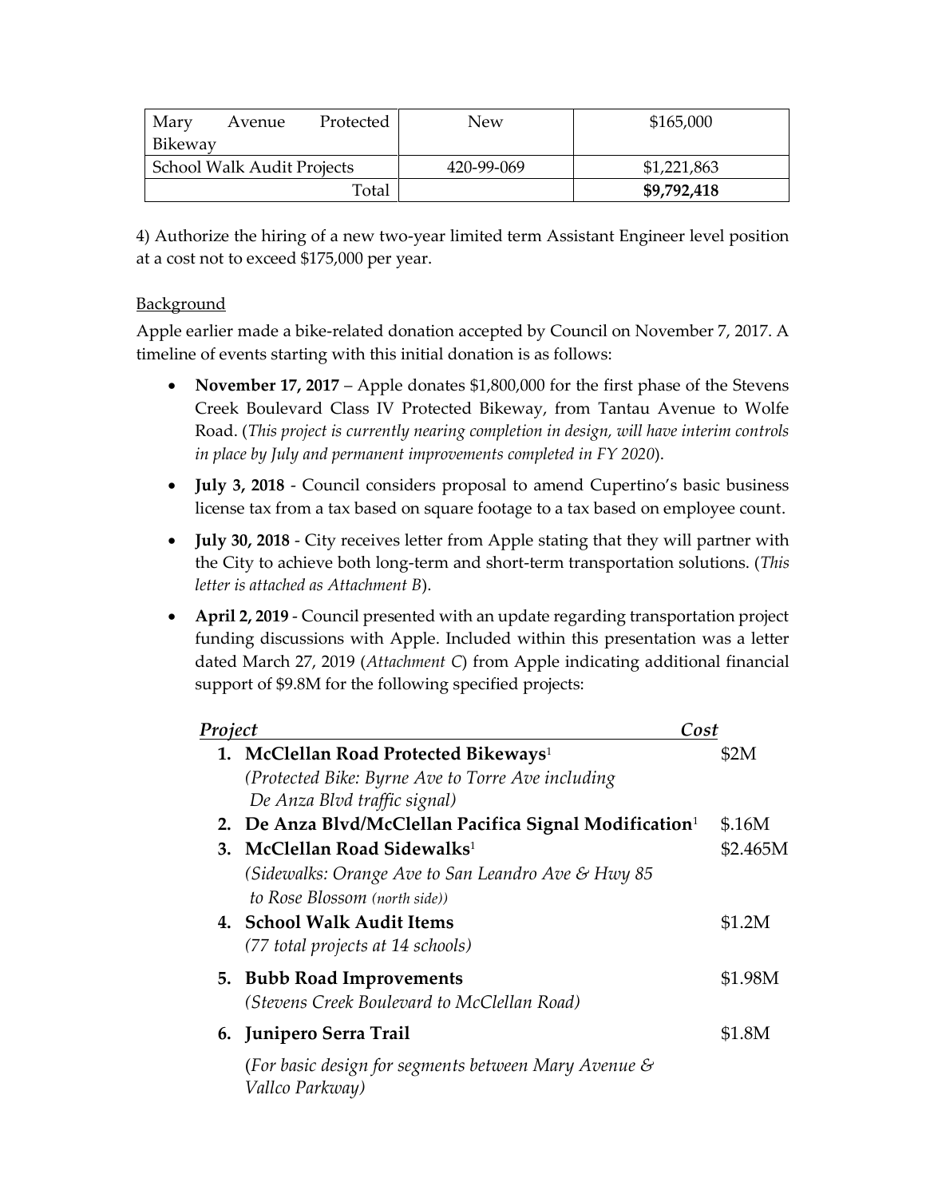| Mary Avenue Protected Bikeway | New | $165,000 |
|---|---|---|
| School Walk Audit Projects | 420-99-069 | $1,221,863 |
| Total | | **$9,792,418** |

4) Authorize the hiring of a new two-year limited term Assistant Engineer level position at a cost not to exceed $175,000 per year.

Background

Apple earlier made a bike-related donation accepted by Council on November 7, 2017. A timeline of events starting with this initial donation is as follows:

- **November 17, 2017** – Apple donates $1,800,000 for the first phase of the Stevens Creek Boulevard Class IV Protected Bikeway, from Tantau Avenue to Wolfe Road. (*This project is currently nearing completion in design, will have interim controls in place by July and permanent improvements completed in FY 2020*).
- **July 3, 2018** - Council considers proposal to amend Cupertino's basic business license tax from a tax based on square footage to a tax based on employee count.
- **July 30, 2018** - City receives letter from Apple stating that they will partner with the City to achieve both long-term and short-term transportation solutions. (*This letter is attached as Attachment B*).
- **April 2, 2019** - Council presented with an update regarding transportation project funding discussions with Apple. Included within this presentation was a letter dated March 27, 2019 (*Attachment C*) from Apple indicating additional financial support of $9.8M for the following specified projects:

| *Project* | *Cost* |
|---|---|
| 1. **McClellan Road Protected Bikeways**[1] <br> *(Protected Bike: Byrne Ave to Torre Ave including De Anza Blvd traffic signal)* | $2M |
| 2. **De Anza Blvd/McClellan Pacifica Signal Modification**[1] | $.16M |
| 3. **McClellan Road Sidewalks**[1] <br> *(Sidewalks: Orange Ave to San Leandro Ave & Hwy 85 to Rose Blossom (north side))* | $2.465M |
| 4. **School Walk Audit Items** <br> *(77 total projects at 14 schools)* | $1.2M |
| 5. **Bubb Road Improvements** <br> *(Stevens Creek Boulevard to McClellan Road)* | $1.98M |
| 6. **Junipero Serra Trail** <br> *(For basic design for segments between Mary Avenue & Vallco Parkway)* | $1.8M |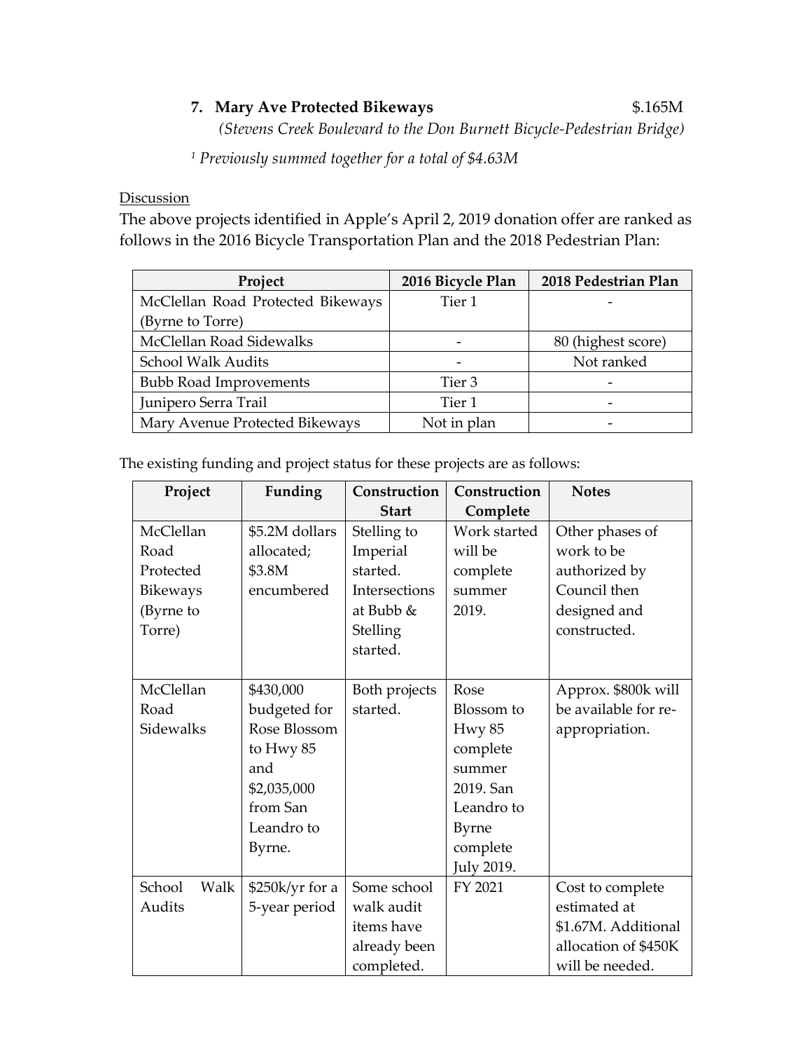7. **Mary Ave Protected Bikeways** $.165M
*(Stevens Creek Boulevard to the Don Burnett Bicycle-Pedestrian Bridge)*

[1] *Previously summed together for a total of $4.63M*

Discussion

The above projects identified in Apple's April 2, 2019 donation offer are ranked as follows in the 2016 Bicycle Transportation Plan and the 2018 Pedestrian Plan:

| Project | 2016 Bicycle Plan | 2018 Pedestrian Plan |
|---|---|---|
| McClellan Road Protected Bikeways (Byrne to Torre) | Tier 1 | - |
| McClellan Road Sidewalks | - | 80 (highest score) |
| School Walk Audits | - | Not ranked |
| Bubb Road Improvements | Tier 3 | - |
| Junipero Serra Trail | Tier 1 | - |
| Mary Avenue Protected Bikeways | Not in plan | - |

The existing funding and project status for these projects are as follows:

| Project | Funding | Construction Start | Construction Complete | Notes |
|---|---|---|---|---|
| McClellan Road Protected Bikeways (Byrne to Torre) | $5.2M dollars allocated; $3.8M encumbered | Stelling to Imperial started. Intersections at Bubb & Stelling started. | Work started will be complete summer 2019. | Other phases of work to be authorized by Council then designed and constructed. |
| McClellan Road Sidewalks | $430,000 budgeted for Rose Blossom to Hwy 85 and $2,035,000 from San Leandro to Byrne. | Both projects started. | Rose Blossom to Hwy 85 complete summer 2019. San Leandro to Byrne complete July 2019. | Approx. $800k will be available for re-appropriation. |
| School Walk Audits | $250k/yr for a 5-year period | Some school walk audit items have already been completed. | FY 2021 | Cost to complete estimated at $1.67M. Additional allocation of $450K will be needed. |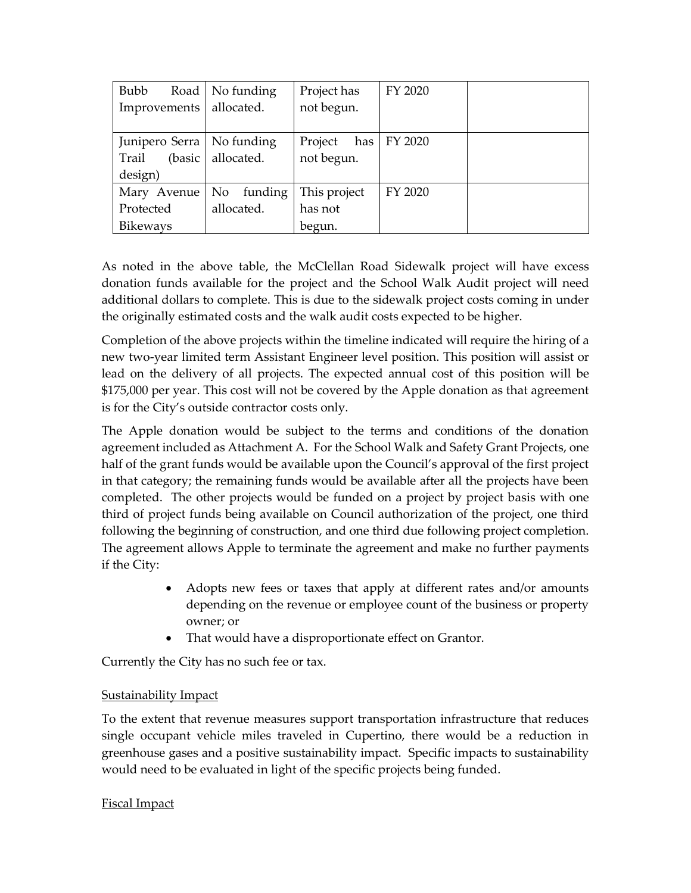| Bubb Road Improvements | No funding allocated. | Project has not begun. | FY 2020 | |
|---|---|---|---|---|
| Junipero Serra Trail (basic design) | No funding allocated. | Project has not begun. | FY 2020 | |
| Mary Avenue Protected Bikeways | No funding allocated. | This project has not begun. | FY 2020 | |

As noted in the above table, the McClellan Road Sidewalk project will have excess donation funds available for the project and the School Walk Audit project will need additional dollars to complete. This is due to the sidewalk project costs coming in under the originally estimated costs and the walk audit costs expected to be higher.

Completion of the above projects within the timeline indicated will require the hiring of a new two-year limited term Assistant Engineer level position. This position will assist or lead on the delivery of all projects. The expected annual cost of this position will be $175,000 per year. This cost will not be covered by the Apple donation as that agreement is for the City's outside contractor costs only.

The Apple donation would be subject to the terms and conditions of the donation agreement included as Attachment A. For the School Walk and Safety Grant Projects, one half of the grant funds would be available upon the Council's approval of the first project in that category; the remaining funds would be available after all the projects have been completed. The other projects would be funded on a project by project basis with one third of project funds being available on Council authorization of the project, one third following the beginning of construction, and one third due following project completion. The agreement allows Apple to terminate the agreement and make no further payments if the City:

- Adopts new fees or taxes that apply at different rates and/or amounts depending on the revenue or employee count of the business or property owner; or
- That would have a disproportionate effect on Grantor.

Currently the City has no such fee or tax.

<u>Sustainability Impact</u>

To the extent that revenue measures support transportation infrastructure that reduces single occupant vehicle miles traveled in Cupertino, there would be a reduction in greenhouse gases and a positive sustainability impact. Specific impacts to sustainability would need to be evaluated in light of the specific projects being funded.

<u>Fiscal Impact</u>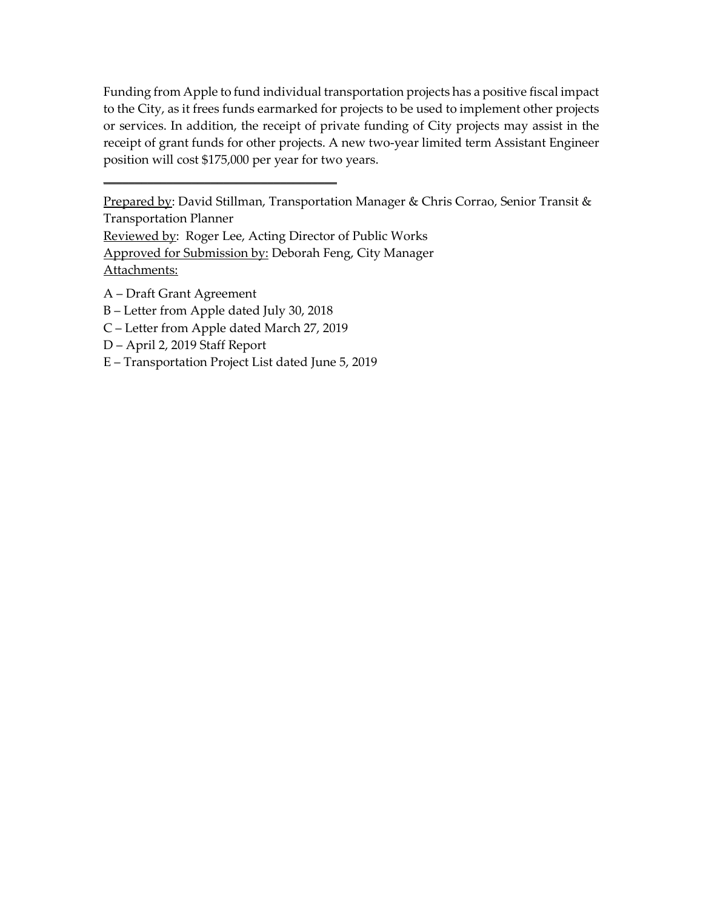Funding from Apple to fund individual transportation projects has a positive fiscal impact to the City, as it frees funds earmarked for projects to be used to implement other projects or services. In addition, the receipt of private funding of City projects may assist in the receipt of grant funds for other projects. A new two-year limited term Assistant Engineer position will cost $175,000 per year for two years.

---

Prepared by: David Stillman, Transportation Manager & Chris Corrao, Senior Transit & Transportation Planner
Reviewed by: Roger Lee, Acting Director of Public Works
Approved for Submission by: Deborah Feng, City Manager
Attachments:

A – Draft Grant Agreement
B – Letter from Apple dated July 30, 2018
C – Letter from Apple dated March 27, 2019
D – April 2, 2019 Staff Report
E – Transportation Project List dated June 5, 2019